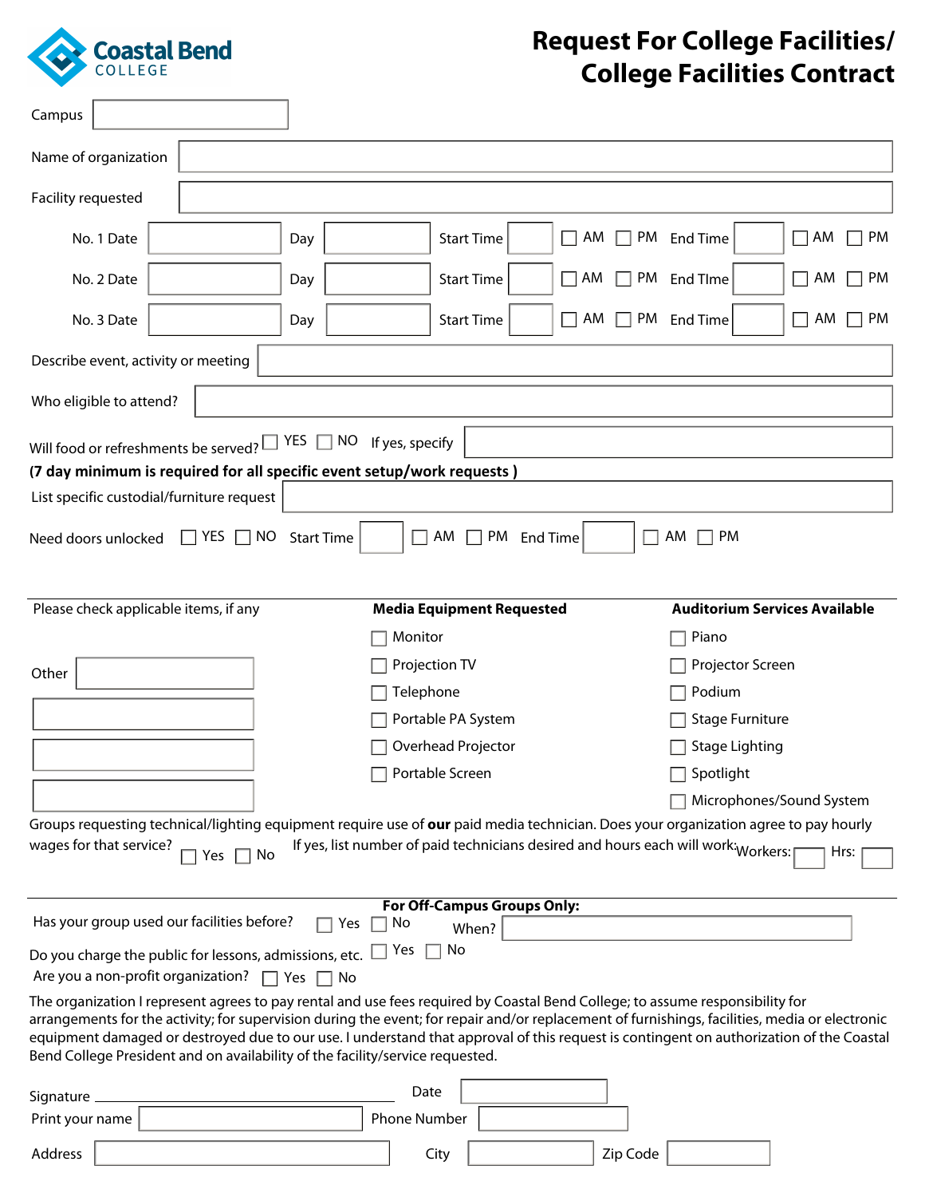Coastal Bend COLLEGE

# Request For College Facilities/ College Facilities Contract

Campus ______

Name of organization ______

Facility requested ______

No. 1 Date ______ Day ______ Start Time ______ ☐ AM ☐ PM End Time ______ ☐ AM ☐ PM

No. 2 Date ______ Day ______ Start Time ______ ☐ AM ☐ PM End TIme ______ ☐ AM ☐ PM

No. 3 Date ______ Day ______ Start Time ______ ☐ AM ☐ PM End Time ______ ☐ AM ☐ PM

Describe event, activity or meeting ______

Who eligible to attend? ______

Will food or refreshments be served? ☐ YES ☐ NO If yes, specify ______

**(7 day minimum is required for all specific event setup/work requests )**

List specific custodial/furniture request ______

Need doors unlocked ☐ YES ☐ NO Start Time ______ ☐ AM ☐ PM End Time ______ ☐ AM ☐ PM

---

Please check applicable items, if any

Other ______

______

______

______

**Media Equipment Requested**

- ☐ Monitor
- ☐ Projection TV
- ☐ Telephone
- ☐ Portable PA System
- ☐ Overhead Projector
- ☐ Portable Screen

**Auditorium Services Available**

- ☐ Piano
- ☐ Projector Screen
- ☐ Podium
- ☐ Stage Furniture
- ☐ Stage Lighting
- ☐ Spotlight
- ☐ Microphones/Sound System

Groups requesting technical/lighting equipment require use of **our** paid media technician. Does your organization agree to pay hourly wages for that service? ☐ Yes ☐ No If yes, list number of paid technicians desired and hours each will work: Workers: ______ Hrs: ______

---

**For Off-Campus Groups Only:**

Has your group used our facilities before? ☐ Yes ☐ No When? ______

Do you charge the public for lessons, admissions, etc. ☐ Yes ☐ No

Are you a non-profit organization? ☐ Yes ☐ No

The organization I represent agrees to pay rental and use fees required by Coastal Bend College; to assume responsibility for arrangements for the activity; for supervision during the event; for repair and/or replacement of furnishings, facilities, media or electronic equipment damaged or destroyed due to our use. I understand that approval of this request is contingent on authorization of the Coastal Bend College President and on availability of the facility/service requested.

Signature ______ Date ______

Print your name ______ Phone Number ______

Address ______ City ______ Zip Code ______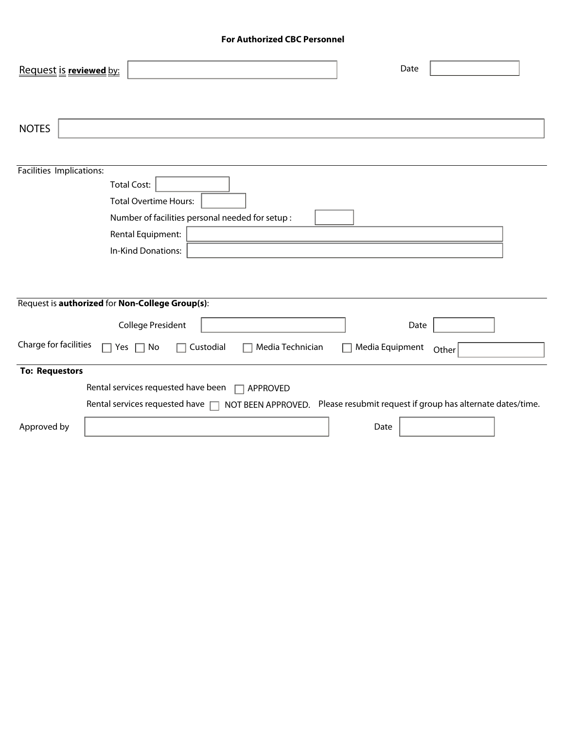**For Authorized CBC Personnel**

Request is **reviewed** by: \_\_\_\_\_\_\_\_\_\_ Date \_\_\_\_\_\_\_\_\_\_

NOTES \_\_\_\_\_\_\_\_\_\_

---

Facilities Implications:

- Total Cost: \_\_\_\_\_\_\_\_\_\_
- Total Overtime Hours: \_\_\_\_\_\_\_\_\_\_
- Number of facilities personal needed for setup : \_\_\_\_\_\_\_\_\_\_
- Rental Equipment: \_\_\_\_\_\_\_\_\_\_
- In-Kind Donations: \_\_\_\_\_\_\_\_\_\_

---

Request is **authorized** for **Non-College Group(s)**:

College President \_\_\_\_\_\_\_\_\_\_ Date \_\_\_\_\_\_\_\_\_\_

Charge for facilities ☐ Yes ☐ No ☐ Custodial ☐ Media Technician ☐ Media Equipment Other \_\_\_\_\_\_\_\_\_\_

---

**To: Requestors**

Rental services requested have been ☐ APPROVED

Rental services requested have ☐ NOT BEEN APPROVED. Please resubmit request if group has alternate dates/time.

Approved by \_\_\_\_\_\_\_\_\_\_ Date \_\_\_\_\_\_\_\_\_\_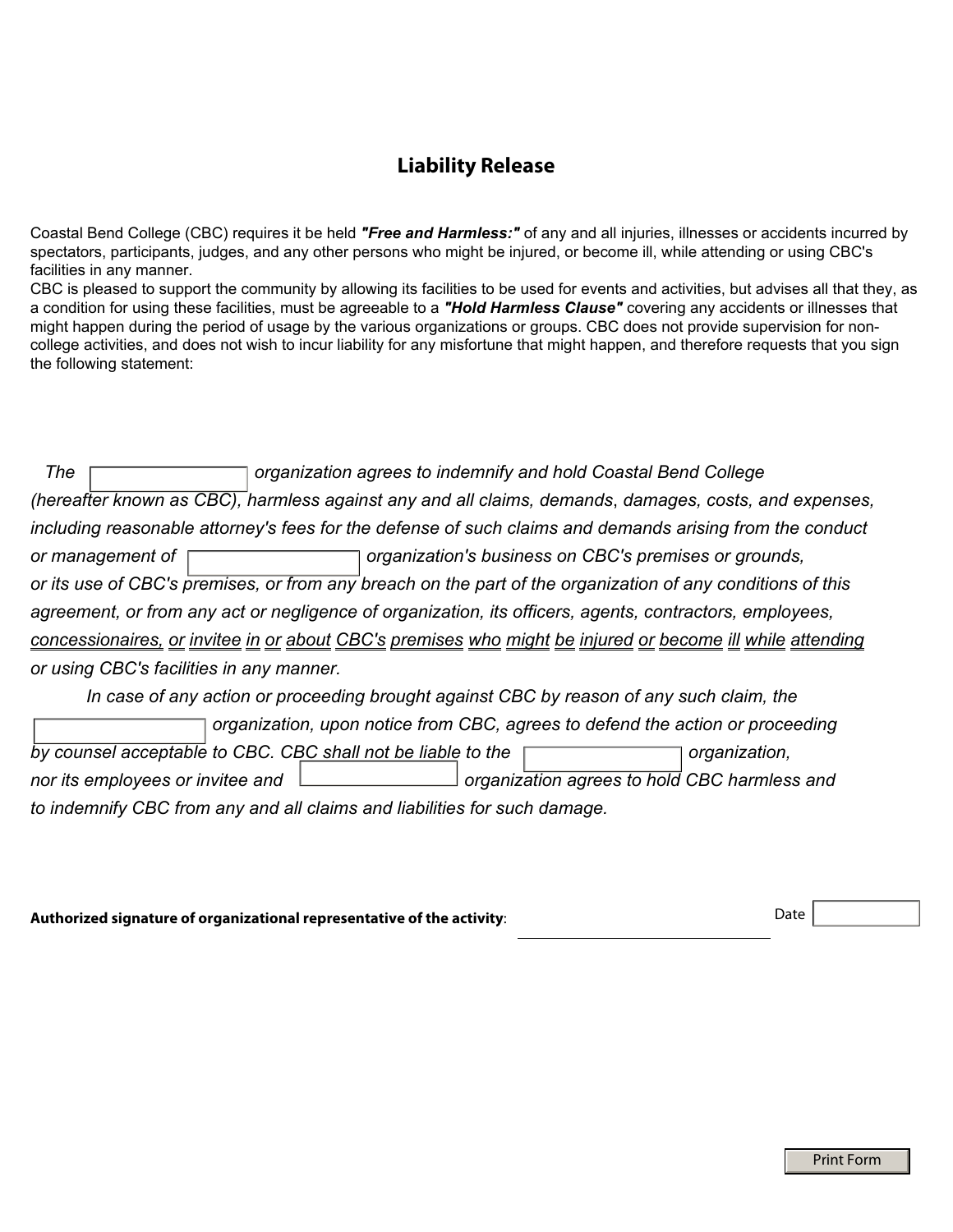# Liability Release

Coastal Bend College (CBC) requires it be held ***"Free and Harmless:"*** of any and all injuries, illnesses or accidents incurred by spectators, participants, judges, and any other persons who might be injured, or become ill, while attending or using CBC's facilities in any manner.

CBC is pleased to support the community by allowing its facilities to be used for events and activities, but advises all that they, as a condition for using these facilities, must be agreeable to a ***"Hold Harmless Clause"*** covering any accidents or illnesses that might happen during the period of usage by the various organizations or groups. CBC does not provide supervision for non-college activities, and does not wish to incur liability for any misfortune that might happen, and therefore requests that you sign the following statement:

*The ________ organization agrees to indemnify and hold Coastal Bend College (hereafter known as CBC), harmless against any and all claims, demands, damages, costs, and expenses, including reasonable attorney's fees for the defense of such claims and demands arising from the conduct or management of ________ organization's business on CBC's premises or grounds, or its use of CBC's premises, or from any breach on the part of the organization of any conditions of this agreement, or from any act or negligence of organization, its officers, agents, contractors, employees, concessionaires, or invitee in or about CBC's premises who might be injured or become ill while attending or using CBC's facilities in any manner.*

*In case of any action or proceeding brought against CBC by reason of any such claim, the ________ organization, upon notice from CBC, agrees to defend the action or proceeding by counsel acceptable to CBC. CBC shall not be liable to the ________ organization, nor its employees or invitee and ________ organization agrees to hold CBC harmless and to indemnify CBC from any and all claims and liabilities for such damage.*

**Authorized signature of organizational representative of the activity**: ________________________ Date ________

Print Form